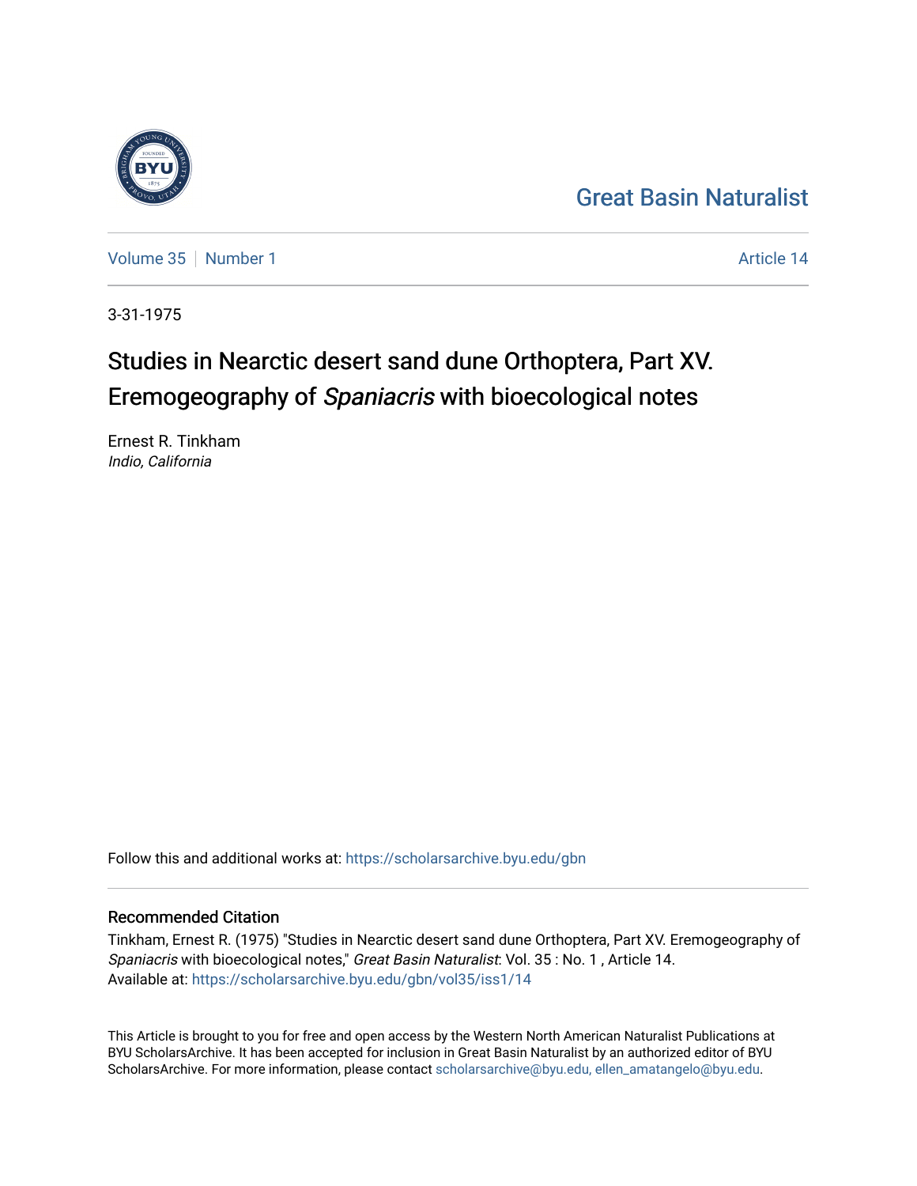Great Basin Naturalist

Volume 35 | Number 1 | Article 14

3-31-1975

# Studies in Nearctic desert sand dune Orthoptera, Part XV. Eremogeography of *Spaniacris* with bioecological notes

Ernest R. Tinkham
*Indio, California*

Follow this and additional works at: https://scholarsarchive.byu.edu/gbn

## Recommended Citation

Tinkham, Ernest R. (1975) "Studies in Nearctic desert sand dune Orthoptera, Part XV. Eremogeography of *Spaniacris* with bioecological notes," *Great Basin Naturalist*: Vol. 35 : No. 1 , Article 14.
Available at: https://scholarsarchive.byu.edu/gbn/vol35/iss1/14

This Article is brought to you for free and open access by the Western North American Naturalist Publications at BYU ScholarsArchive. It has been accepted for inclusion in Great Basin Naturalist by an authorized editor of BYU ScholarsArchive. For more information, please contact scholarsarchive@byu.edu, ellen_amatangelo@byu.edu.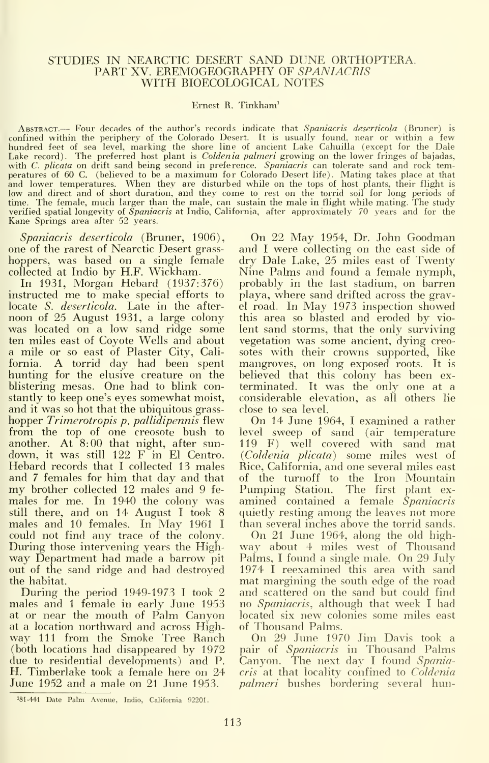# STUDIES IN NEARCTIC DESERT SAND DUNE ORTHOPTERA. PART XV. EREMOGEOGRAPHY OF *SPANIACRIS* WITH BIOECOLOGICAL NOTES

Ernest R. Tinkham[1]

ABSTRACT.— Four decades of the author's records indicate that *Spaniacris deserticola* (Bruner) is confined within the periphery of the Colorado Desert. It is usually found, near or within a few hundred feet of sea level, marking the shore line of ancient Lake Cahuilla (except for the Dale Lake record). The preferred host plant is *Coldenia palmeri* growing on the lower fringes of bajadas, with *C. plicata* on drift sand being second in preference. *Spaniacris* can tolerate sand and rock temperatures of 60 C. (believed to be a maximum for Colorado Desert life). Mating takes place at that and lower temperatures. When they are disturbed while on the tops of host plants, their flight is low and direct and of short duration, and they come to rest on the torrid soil for long periods of time. The female, much larger than the male, can sustain the male in flight while mating. The study verified spatial longevity of *Spaniacris* at Indio, California, after approximately 70 years and for the Kane Springs area after 52 years.

*Spaniacris deserticola* (Bruner, 1906), one of the rarest of Nearctic Desert grasshoppers, was based on a single female collected at Indio by H.F. Wickham.

In 1931, Morgan Hebard (1937:376) instructed me to make special efforts to locate *S. deserticola*. Late in the afternoon of 25 August 1931, a large colony was located on a low sand ridge some ten miles east of Coyote Wells and about a mile or so east of Plaster City, California. A torrid day had been spent hunting for the elusive creature on the blistering mesas. One had to blink constantly to keep one's eyes somewhat moist, and it was so hot that the ubiquitous grasshopper *Trimerotropis p. pallidipennis* flew from the top of one creosote bush to another. At 8:00 that night, after sundown, it was still 122 F in El Centro. Hebard records that I collected 13 males and 7 females for him that day and that my brother collected 12 males and 9 females for me. In 1940 the colony was still there, and on 14 August I took 8 males and 10 females. In May 1961 I could not find any trace of the colony. During those intervening years the Highway Department had made a barrow pit out of the sand ridge and had destroyed the habitat.

During the period 1949-1973 I took 2 males and 1 female in early June 1953 at or near the mouth of Palm Canyon at a location northward and across Highway 111 from the Smoke Tree Ranch (both locations had disappeared by 1972 due to residential developments) and P. H. Timberlake took a female here on 24 June 1952 and a male on 21 June 1953.

On 22 May 1954, Dr. John Goodman and I were collecting on the east side of dry Dale Lake, 25 miles east of Twenty Nine Palms and found a female nymph, probably in the last stadium, on barren playa, where sand drifted across the gravel road. In May 1973 inspection showed this area so blasted and eroded by violent sand storms, that the only surviving vegetation was some ancient, dying creosotes with their crowns supported, like mangroves, on long exposed roots. It is believed that this colony has been exterminated. It was the only one at a considerable elevation, as all others lie close to sea level.

On 14 June 1964, I examined a rather level sweep of sand (air temperature 119 F) well covered with sand mat (*Coldenia plicata*) some miles west of Rice, California, and one several miles east of the turnoff to the Iron Mountain Pumping Station. The first plant examined contained a female *Spaniacris* quietly resting among the leaves not more than several inches above the torrid sands.

On 21 June 1964, along the old highway about 4 miles west of Thousand Palms, I found a single male. On 29 July 1974 I reexamined this area with sand mat margining the south edge of the road and scattered on the sand but could find no *Spaniacris*, although that week I had located six new colonies some miles east of Thousand Palms.

On 29 June 1970 Jim Davis took a pair of *Spaniacris* in Thousand Palms Canyon. The next day I found *Spaniacris* at that locality confined to *Coldenia palmeri* bushes bordering several hun-

[1]81-441 Date Palm Avenue, Indio, California 92201.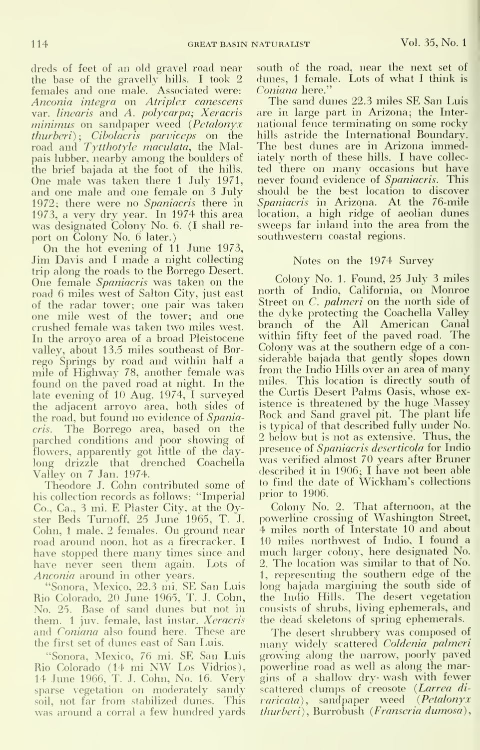dreds of feet of an old gravel road near the base of the gravelly hills. I took 2 females and one male. Associated were: *Anconia integra* on *Atriplex canescens* var. *linearis* and *A. polycarpa*; *Xeracris minimus* on sandpaper weed (*Petalonyx thurberi*); *Cibolacris parviceps* on the road and *Tytthotyle maculata*, the Malpais lubber, nearby among the boulders of the brief bajada at the foot of the hills. One male was taken there 1 July 1971, and one male and one female on 3 July 1972; there were no *Spaniacris* there in 1973, a very dry year. In 1974 this area was designated Colony No. 6. (I shall report on Colony No. 6 later.)

On the hot evening of 11 June 1973, Jim Davis and I made a night collecting trip along the roads to the Borrego Desert. One female *Spaniacris* was taken on the road 6 miles west of Salton City, just east of the radar tower; one pair was taken one mile west of the tower; and one crushed female was taken two miles west. In the arroyo area of a broad Pleistocene valley, about 13.5 miles southeast of Borrego Springs by road and within half a mile of Highway 78, another female was found on the paved road at night. In the late evening of 10 Aug. 1974, I surveyed the adjacent arroyo area, both sides of the road, but found no evidence of *Spaniacris*. The Borrego area, based on the parched conditions and poor showing of flowers, apparently got little of the daylong drizzle that drenched Coachella Valley on 7 Jan. 1974.

Theodore J. Cohn contributed some of his collection records as follows: "Imperial Co., Ca., 3 mi. E Plaster City, at the Oyster Beds Turnoff, 25 June 1965, T. J. Cohn, 1 male, 2 females. On ground near road around noon, hot as a firecracker. I have stopped there many times since and have never seen them again. Lots of *Anconia* around in other years.

"Sonora, Mexico, 22.3 mi. SE San Luis Rio Colorado, 20 June 1965, T. J. Cohn, No. 25. Base of sand dunes but not in them. 1 juv. female, last instar. *Xeracris* and *Coniana* also found here. These are the first set of dunes east of San Luis.

"Sonora, Mexico, 76 mi. SE San Luis Rio Colorado (14 mi NW Los Vidrios), 14 June 1966, T. J. Cohn, No. 16. Very sparse vegetation on moderately sandy soil, not far from stabilized dunes. This was around a corral a few hundred yards south of the road, near the next set of dunes, 1 female. Lots of what I think is *Coniana* here."

The sand dunes 22.3 miles SE San Luis are in large part in Arizona; the International fence terminating on some rocky hills astride the International Boundary. The best dunes are in Arizona immediately north of these hills. I have collected there on many occasions but have never found evidence of *Spaniacris*. This should be the best location to discover *Spaniacris* in Arizona. At the 76-mile location, a high ridge of aeolian dunes sweeps far inland into the area from the southwestern coastal regions.

## Notes on the 1974 Survey

Colony No. 1. Found, 25 July 3 miles north of Indio, California, on Monroe Street on *C. palmeri* on the north side of the dyke protecting the Coachella Valley branch of the All American Canal within fifty feet of the paved road. The Colony was at the southern edge of a considerable bajada that gently slopes down from the Indio Hills over an area of many miles. This location is directly south of the Curtis Desert Palms Oasis, whose existence is threatened by the huge Massey Rock and Sand gravel pit. The plant life is typical of that described fully under No. 2 below but is not as extensive. Thus, the presence of *Spaniacris deserticola* for Indio was verified almost 70 years after Bruner described it in 1906; I have not been able to find the date of Wickham's collections prior to 1906.

Colony No. 2. That afternoon, at the powerline crossing of Washington Street, 4 miles north of Interstate 10 and about 10 miles northwest of Indio, I found a much larger colony, here designated No. 2. The location was similar to that of No. 1, representing the southern edge of the long bajada margining the south side of the Indio Hills. The desert vegetation consists of shrubs, living ephemerals, and the dead skeletons of spring ephemerals.

The desert shrubbery was composed of many widely scattered *Coldenia palmeri* growing along the narrow, poorly paved powerline road as well as along the margins of a shallow dry-wash with fewer scattered clumps of creosote (*Larrea divaricata*), sandpaper weed (*Petalonyx thurberi*), Burrobush (*Franseria dumosa*),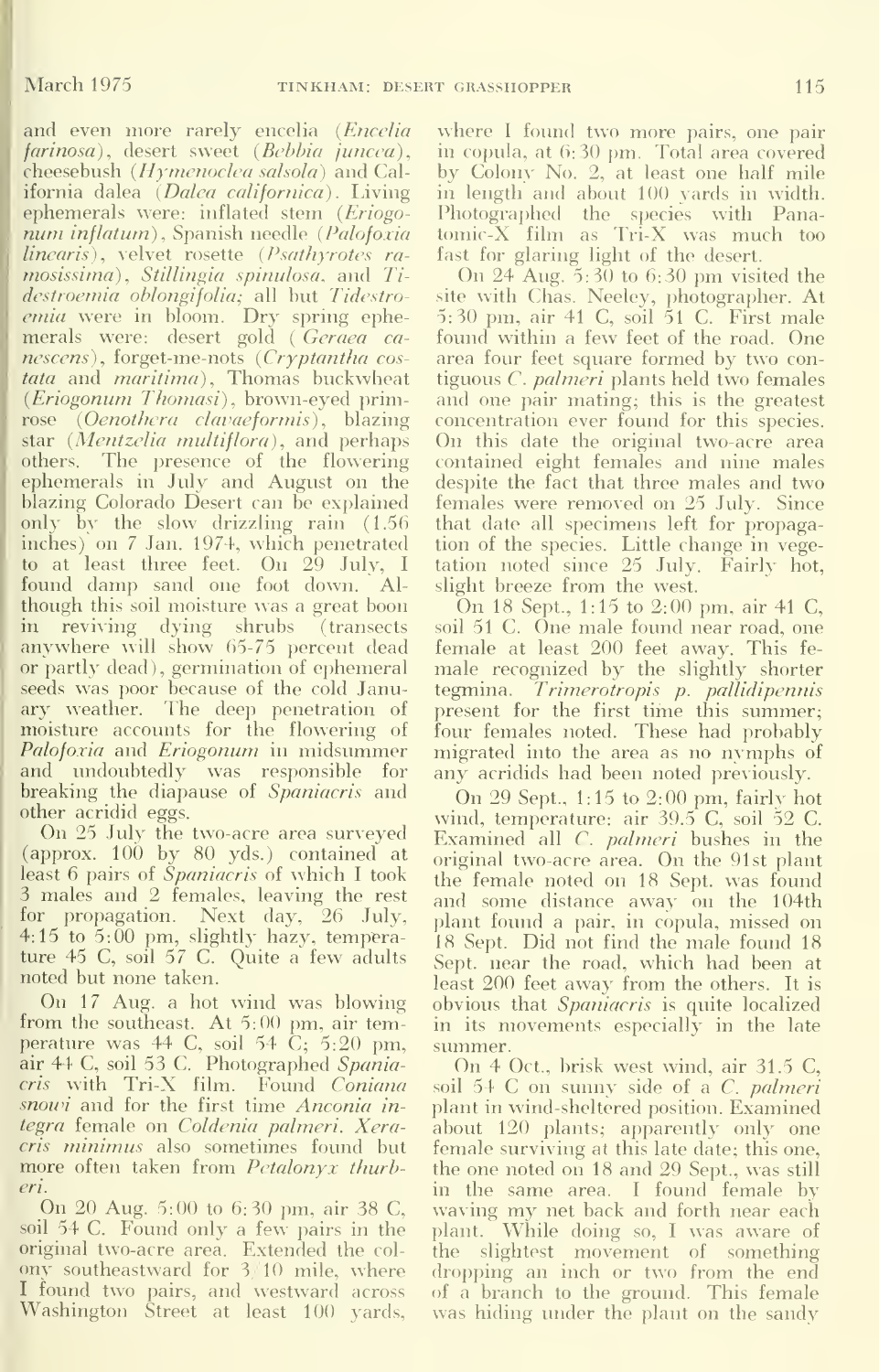and even more rarely encelia (*Encelia farinosa*), desert sweet (*Bebbia juncea*), cheesebush (*Hymenoclea salsola*) and California dalea (*Dalea californica*). Living ephemerals were: inflated stem (*Eriogonum inflatum*), Spanish needle (*Palofoxia linearis*), velvet rosette (*Psathyrotes ramosissima*), *Stillingia spinulosa*, and *Tidestroemia oblongifolia;* all but *Tidestroemia* were in bloom. Dry spring ephemerals were: desert gold (*Geraea canescens*), forget-me-nots (*Cryptantha costata* and *maritima*), Thomas buckwheat (*Eriogonum Thomasi*), brown-eyed primrose (*Oenothera clavaeformis*), blazing star (*Mentzelia multiflora*), and perhaps others. The presence of the flowering ephemerals in July and August on the blazing Colorado Desert can be explained only by the slow drizzling rain (1.56 inches) on 7 Jan. 1974, which penetrated to at least three feet. On 29 July, I found damp sand one foot down. Although this soil moisture was a great boon in reviving dying shrubs (transects anywhere will show 65-75 percent dead or partly dead), germination of ephemeral seeds was poor because of the cold January weather. The deep penetration of moisture accounts for the flowering of *Palofoxia* and *Eriogonum* in midsummer and undoubtedly was responsible for breaking the diapause of *Spaniacris* and other acridid eggs.

On 25 July the two-acre area surveyed (approx. 100 by 80 yds.) contained at least 6 pairs of *Spaniacris* of which I took 3 males and 2 females, leaving the rest for propagation. Next day, 26 July, 4:15 to 5:00 pm, slightly hazy, temperature 45 C, soil 57 C. Quite a few adults noted but none taken.

On 17 Aug. a hot wind was blowing from the southeast. At 5:00 pm, air temperature was 44 C, soil 54 C; 5:20 pm, air 44 C, soil 53 C. Photographed *Spaniacris* with Tri-X film. Found *Coniana snowi* and for the first time *Anconia integra* female on *Coldenia palmeri*. *Xeracris minimus* also sometimes found but more often taken from *Petalonyx thurberi*.

On 20 Aug. 5:00 to 6:30 pm, air 38 C, soil 54 C. Found only a few pairs in the original two-acre area. Extended the colony southeastward for 3/10 mile, where I found two pairs, and westward across Washington Street at least 100 yards, where I found two more pairs, one pair in copula, at 6:30 pm. Total area covered by Colony No. 2, at least one half mile in length and about 100 yards in width. Photographed the species with Panatomic-X film as Tri-X was much too fast for glaring light of the desert.

On 24 Aug. 5:30 to 6:30 pm visited the site with Chas. Neeley, photographer. At 5:30 pm, air 41 C, soil 51 C. First male found within a few feet of the road. One area four feet square formed by two contiguous *C. palmeri* plants held two females and one pair mating; this is the greatest concentration ever found for this species. On this date the original two-acre area contained eight females and nine males despite the fact that three males and two females were removed on 25 July. Since that date all specimens left for propagation of the species. Little change in vegetation noted since 25 July. Fairly hot, slight breeze from the west.

On 18 Sept., 1:15 to 2:00 pm, air 41 C, soil 51 C. One male found near road, one female at least 200 feet away. This female recognized by the slightly shorter tegmina. *Trimerotropis p. pallidipennis* present for the first time this summer; four females noted. These had probably migrated into the area as no nymphs of any acridids had been noted previously.

On 29 Sept., 1:15 to 2:00 pm, fairly hot wind, temperature: air 39.5 C, soil 52 C. Examined all *C. palmeri* bushes in the original two-acre area. On the 91st plant the female noted on 18 Sept. was found and some distance away on the 104th plant found a pair, in copula, missed on 18 Sept. Did not find the male found 18 Sept. near the road, which had been at least 200 feet away from the others. It is obvious that *Spaniacris* is quite localized in its movements especially in the late summer.

On 4 Oct., brisk west wind, air 31.5 C, soil 54 C on sunny side of a *C. palmeri* plant in wind-sheltered position. Examined about 120 plants; apparently only one female surviving at this late date; this one, the one noted on 18 and 29 Sept., was still in the same area. I found female by waving my net back and forth near each plant. While doing so, I was aware of the slightest movement of something dropping an inch or two from the end of a branch to the ground. This female was hiding under the plant on the sandy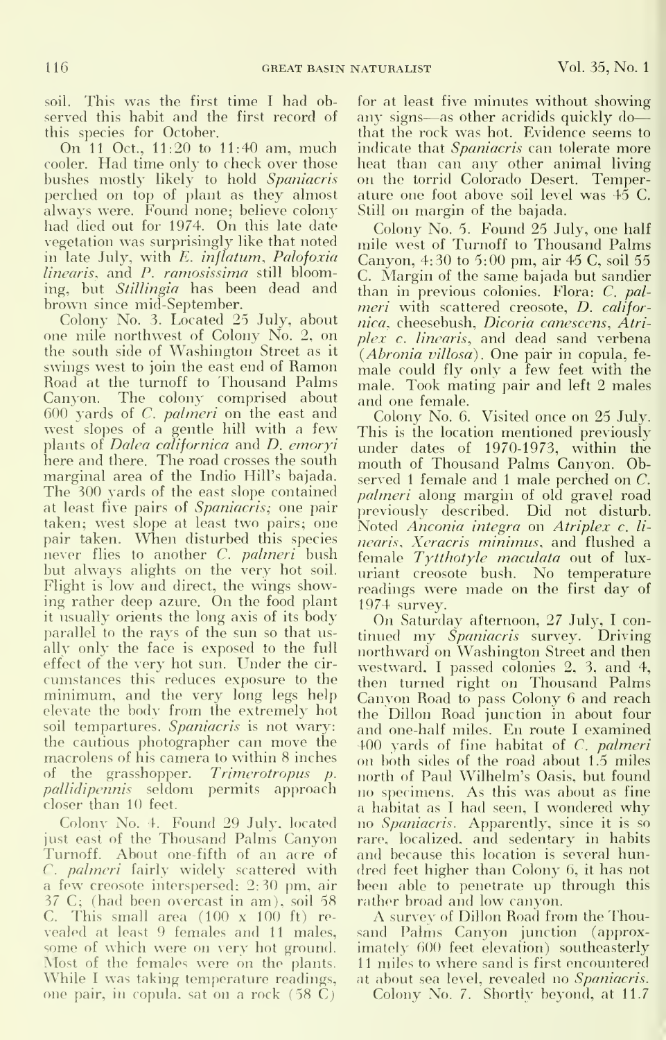soil. This was the first time I had observed this habit and the first record of this species for October.

On 11 Oct., 11:20 to 11:40 am, much cooler. Had time only to check over those bushes mostly likely to hold *Spaniacris* perched on top of plant as they almost always were. Found none; believe colony had died out for 1974. On this late date vegetation was surprisingly like that noted in late July, with *E. inflatum*, *Palofoxia linearis*, and *P. ramosissima* still blooming, but *Stillingia* has been dead and brown since mid-September.

Colony No. 3. Located 25 July, about one mile northwest of Colony No. 2, on the south side of Washington Street as it swings west to join the east end of Ramon Road at the turnoff to Thousand Palms Canyon. The colony comprised about 600 yards of *C. palmeri* on the east and west slopes of a gentle hill with a few plants of *Dalea californica* and *D. emoryi* here and there. The road crosses the south marginal area of the Indio Hill's bajada. The 300 yards of the east slope contained at least five pairs of *Spaniacris*; one pair taken; west slope at least two pairs; one pair taken. When disturbed this species never flies to another *C. palmeri* bush but always alights on the very hot soil. Flight is low and direct, the wings showing rather deep azure. On the food plant it usually orients the long axis of its body parallel to the rays of the sun so that usually only the face is exposed to the full effect of the very hot sun. Under the circumstances this reduces exposure to the minimum, and the very long legs help elevate the body from the extremely hot soil tempartures. *Spaniacris* is not wary: the cautious photographer can move the macrolens of his camera to within 8 inches of the grasshopper. *Trimerotropus p. pallidipennis* seldom permits approach closer than 10 feet.

Colony No. 4. Found 29 July, located just east of the Thousand Palms Canyon Turnoff. About one-fifth of an acre of *C. palmeri* fairly widely scattered with a few creosote interspersed; 2:30 pm, air 37 C; (had been overcast in am), soil 58 C. This small area (100 x 100 ft) revealed at least 9 females and 11 males, some of which were on very hot ground. Most of the females were on the plants. While I was taking temperature readings, one pair, in copula, sat on a rock (58 C) for at least five minutes without showing any signs—as other acridids quickly do—that the rock was hot. Evidence seems to indicate that *Spaniacris* can tolerate more heat than can any other animal living on the torrid Colorado Desert. Temperature one foot above soil level was 45 C. Still on margin of the bajada.

Colony No. 5. Found 25 July, one half mile west of Turnoff to Thousand Palms Canyon, 4:30 to 5:00 pm, air 45 C, soil 55 C. Margin of the same bajada but sandier than in previous colonies. Flora: *C. palmeri* with scattered creosote, *D. californica*, cheesebush, *Dicoria canescens*, *Atriplex c. linearis*, and dead sand verbena (*Abronia villosa*). One pair in copula, female could fly only a few feet with the male. Took mating pair and left 2 males and one female.

Colony No. 6. Visited once on 25 July. This is the location mentioned previously under dates of 1970-1973, within the mouth of Thousand Palms Canyon. Observed 1 female and 1 male perched on *C. palmeri* along margin of old gravel road previously described. Did not disturb. Noted *Anconia integra* on *Atriplex c. linearis*, *Xeracris minimus*, and flushed a female *Tytthotyle maculata* out of luxuriant creosote bush. No temperature readings were made on the first day of 1974 survey.

On Saturday afternoon, 27 July, I continued my *Spaniacris* survey. Driving northward on Washington Street and then westward, I passed colonies 2, 3, and 4, then turned right on Thousand Palms Canyon Road to pass Colony 6 and reach the Dillon Road junction in about four and one-half miles. En route I examined 400 yards of fine habitat of *C. palmeri* on both sides of the road about 1.5 miles north of Paul Wilhelm's Oasis, but found no specimens. As this was about as fine a habitat as I had seen, I wondered why no *Spaniacris*. Apparently, since it is so rare, localized, and sedentary in habits and because this location is several hundred feet higher than Colony 6, it has not been able to penetrate up through this rather broad and low canyon.

A survey of Dillon Road from the Thousand Palms Canyon junction (approximately 600 feet elevation) southeasterly 11 miles to where sand is first encountered at about sea level, revealed no *Spaniacris*.

Colony No. 7. Shortly beyond, at 11.7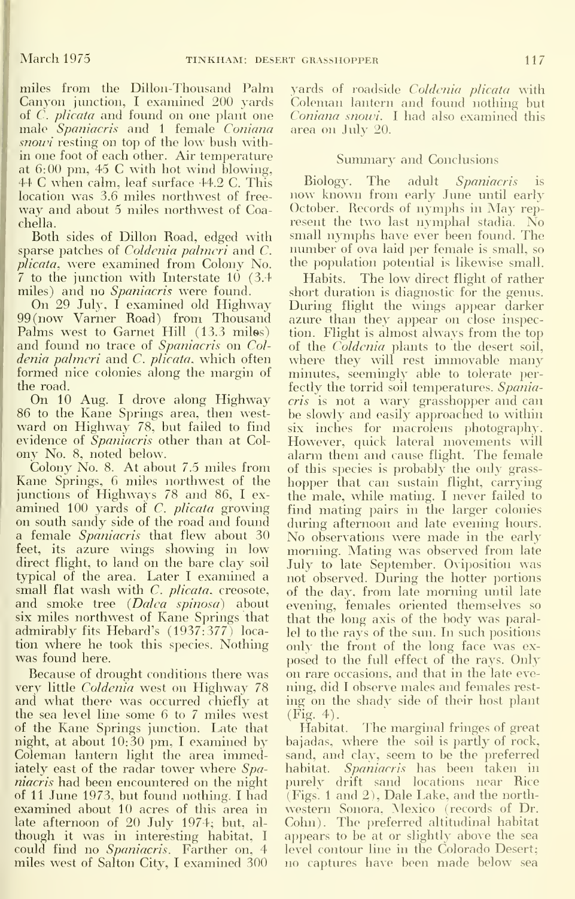miles from the Dillon-Thousand Palm Canyon junction, I examined 200 yards of *C. plicata* and found on one plant one male *Spaniacris* and 1 female *Coniana snowi* resting on top of the low bush within one foot of each other. Air temperature at 6:00 pm, 45 C with hot wind blowing, 44 C when calm, leaf surface 44.2 C. This location was 3.6 miles northwest of freeway and about 5 miles northwest of Coachella.

Both sides of Dillon Road, edged with sparse patches of *Coldenia palmeri* and *C. plicata*, were examined from Colony No. 7 to the junction with Interstate 10 (3.4 miles) and no *Spaniacris* were found.

On 29 July, I examined old Highway 99 (now Varner Road) from Thousand Palms west to Garnet Hill (13.3 miles) and found no trace of *Spaniacris* on *Coldenia palmeri* and *C. plicata*, which often formed nice colonies along the margin of the road.

On 10 Aug. I drove along Highway 86 to the Kane Springs area, then westward on Highway 78, but failed to find evidence of *Spaniacris* other than at Colony No. 8, noted below.

Colony No. 8. At about 7.5 miles from Kane Springs, 6 miles northwest of the junctions of Highways 78 and 86, I examined 100 yards of *C. plicata* growing on south sandy side of the road and found a female *Spaniacris* that flew about 30 feet, its azure wings showing in low direct flight, to land on the bare clay soil typical of the area. Later I examined a small flat wash with *C. plicata*, creosote, and smoke tree (*Dalea spinosa*) about six miles northwest of Kane Springs that admirably fits Hebard's (1937:377) location where he took this species. Nothing was found here.

Because of drought conditions there was very little *Coldenia* west on Highway 78 and what there was occurred chiefly at the sea level line some 6 to 7 miles west of the Kane Springs junction. Late that night, at about 10:30 pm, I examined by Coleman lantern light the area immediately east of the radar tower where *Spaniacris* had been encountered on the night of 11 June 1973, but found nothing. I had examined about 10 acres of this area in late afternoon of 20 July 1974; but, although it was in interesting habitat, I could find no *Spaniacris*. Farther on, 4 miles west of Salton City, I examined 300 yards of roadside *Coldenia plicata* with Coleman lantern and found nothing but *Coniana snowi*. I had also examined this area on July 20.

## Summary and Conclusions

Biology. The adult *Spaniacris* is now known from early June until early October. Records of nymphs in May represent the two last nymphal stadia. No small nymphs have ever been found. The number of ova laid per female is small, so the population potential is likewise small.

Habits. The low direct flight of rather short duration is diagnostic for the genus. During flight the wings appear darker azure than they appear on close inspection. Flight is almost always from the top of the *Coldenia* plants to the desert soil, where they will rest immovable many minutes, seemingly able to tolerate perfectly the torrid soil temperatures. *Spaniacris* is not a wary grasshopper and can be slowly and easily approached to within six inches for macrolens photography. However, quick lateral movements will alarm them and cause flight. The female of this species is probably the only grasshopper that can sustain flight, carrying the male, while mating. I never failed to find mating pairs in the larger colonies during afternoon and late evening hours. No observations were made in the early morning. Mating was observed from late July to late September. Oviposition was not observed. During the hotter portions of the day, from late morning until late evening, females oriented themselves so that the long axis of the body was parallel to the rays of the sun. In such positions only the front of the long face was exposed to the full effect of the rays. Only on rare occasions, and that in the late evening, did I observe males and females resting on the shady side of their host plant (Fig. 4).

Habitat. The marginal fringes of great bajadas, where the soil is partly of rock, sand, and clay, seem to be the preferred habitat. *Spaniacris* has been taken in purely drift sand locations near Rice (Figs. 1 and 2), Dale Lake, and the northwestern Sonora, Mexico (records of Dr. Cohn). The preferred altitudinal habitat appears to be at or slightly above the sea level contour line in the Colorado Desert; no captures have been made below sea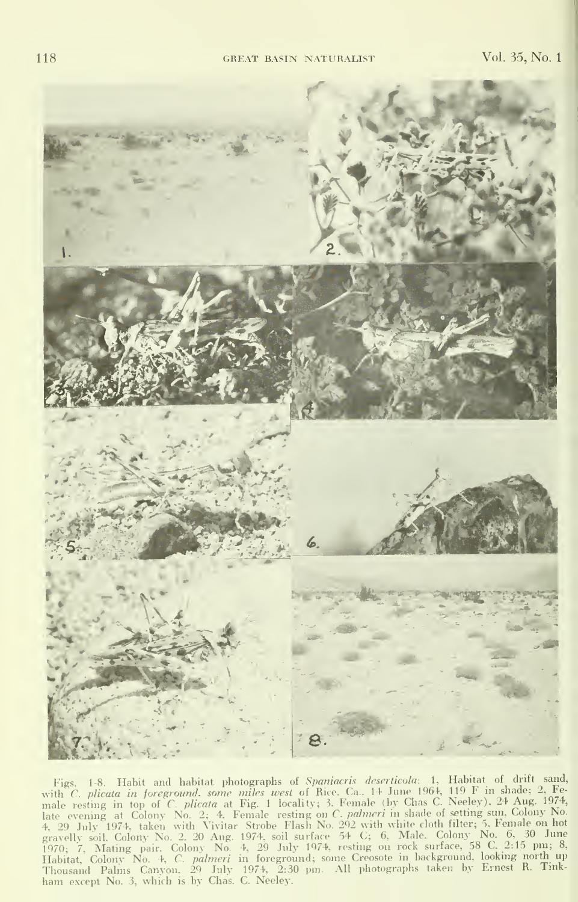Figs. 1-8. Habit and habitat photographs of *Spaniacris deserticola*: 1, Habitat of drift sand, with *C. plicata in foreground, some miles west* of Rice, Ca., 14 June 1964, 119 F in shade; 2, Female resting in top of *C. plicata* at Fig. 1 locality; 3, Female (by Chas C. Neeley), 24 Aug. 1974, late evening at Colony No. 2; 4, Female resting on *C. palmeri* in shade of setting sun, Colony No. 4, 29 July 1974, taken with Vivitar Strobe Flash No. 292 with white cloth filter; 5, Female on hot gravelly soil, Colony No. 2, 20 Aug. 1974, soil surface 54 C; 6, Male, Colony No. 6, 30 June 1970; 7, Mating pair, Colony No. 4, 29 July 1974, resting on rock surface, 58 C, 2:15 pm; 8, Habitat, Colony No. 4, *C. palmeri* in foreground; some Creosote in background, looking north up Thousand Palms Canyon, 29 July 1974, 2:30 pm. All photographs taken by Ernest R. Tinkham except No. 3, which is by Chas. C. Neeley.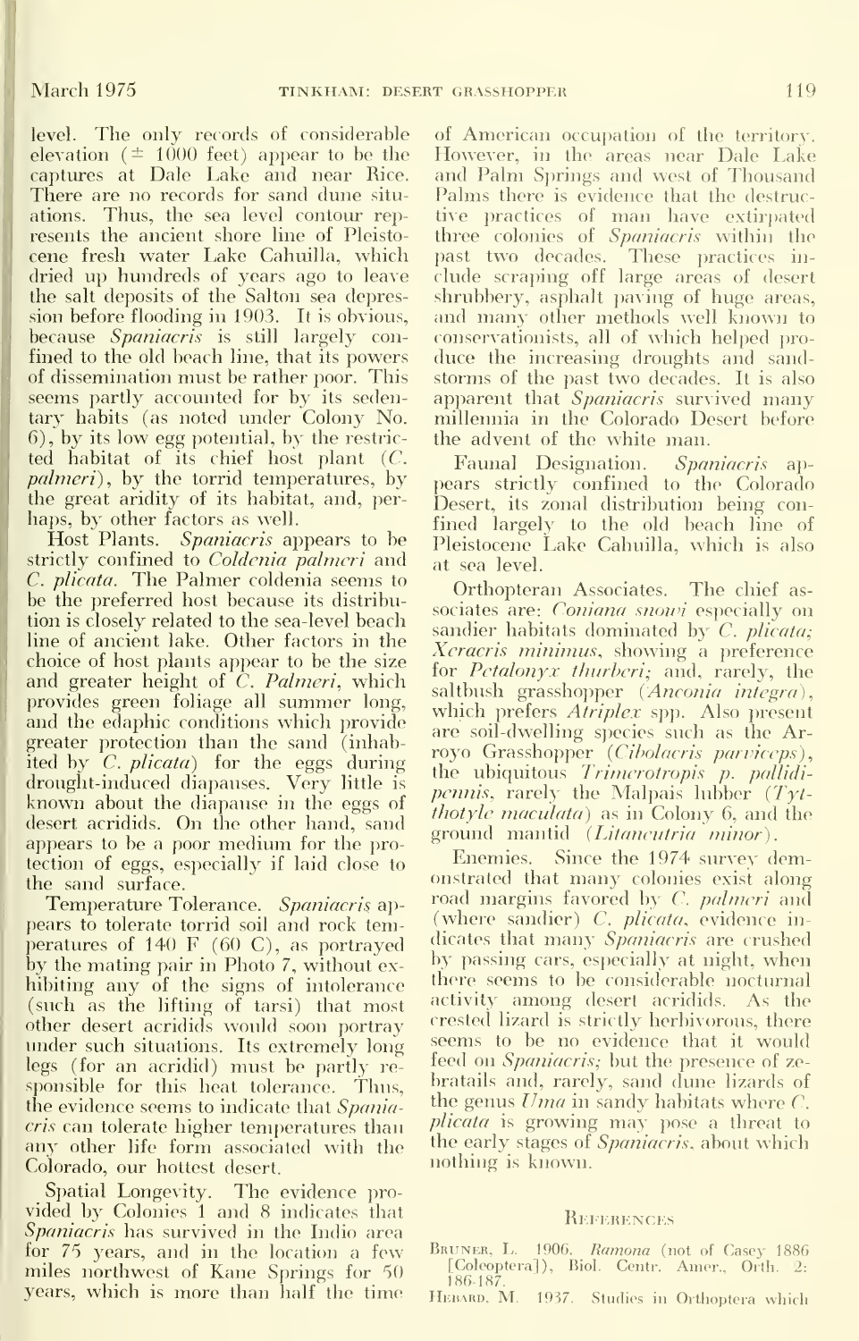level. The only records of considerable elevation (± 1000 feet) appear to be the captures at Dale Lake and near Rice. There are no records for sand dune situations. Thus, the sea level contour represents the ancient shore line of Pleistocene fresh water Lake Cahuilla, which dried up hundreds of years ago to leave the salt deposits of the Salton sea depression before flooding in 1903. It is obvious, because *Spaniacris* is still largely confined to the old beach line, that its powers of dissemination must be rather poor. This seems partly accounted for by its sedentary habits (as noted under Colony No. 6), by its low egg potential, by the restricted habitat of its chief host plant (*C. palmeri*), by the torrid temperatures, by the great aridity of its habitat, and, perhaps, by other factors as well.

Host Plants. *Spaniacris* appears to be strictly confined to *Coldenia palmeri* and *C. plicata*. The Palmer coldenia seems to be the preferred host because its distribution is closely related to the sea-level beach line of ancient lake. Other factors in the choice of host plants appear to be the size and greater height of *C. Palmeri*, which provides green foliage all summer long, and the edaphic conditions which provide greater protection than the sand (inhabited by *C. plicata*) for the eggs during drought-induced diapauses. Very little is known about the diapause in the eggs of desert acridids. On the other hand, sand appears to be a poor medium for the protection of eggs, especially if laid close to the sand surface.

Temperature Tolerance. *Spaniacris* appears to tolerate torrid soil and rock temperatures of 140 F (60 C), as portrayed by the mating pair in Photo 7, without exhibiting any of the signs of intolerance (such as the lifting of tarsi) that most other desert acridids would soon portray under such situations. Its extremely long legs (for an acridid) must be partly responsible for this heat tolerance. Thus, the evidence seems to indicate that *Spaniacris* can tolerate higher temperatures than any other life form associated with the Colorado, our hottest desert.

Spatial Longevity. The evidence provided by Colonies 1 and 8 indicates that *Spaniacris* has survived in the Indio area for 75 years, and in the location a few miles northwest of Kane Springs for 50 years, which is more than half the time of American occupation of the territory. However, in the areas near Dale Lake and Palm Springs and west of Thousand Palms there is evidence that the destructive practices of man have extirpated three colonies of *Spaniacris* within the past two decades. These practices include scraping off large areas of desert shrubbery, asphalt paving of huge areas, and many other methods well known to conservationists, all of which helped produce the increasing droughts and sandstorms of the past two decades. It is also apparent that *Spaniacris* survived many millennia in the Colorado Desert before the advent of the white man.

Faunal Designation. *Spaniacris* appears strictly confined to the Colorado Desert, its zonal distribution being confined largely to the old beach line of Pleistocene Lake Cahuilla, which is also at sea level.

Orthopteran Associates. The chief associates are: *Coniana snowi* especially on sandier habitats dominated by *C. plicata; Xeracris minimus*, showing a preference for *Petalonyx thurberi*; and, rarely, the saltbush grasshopper (*Anconia integra*), which prefers *Atriplex* spp. Also present are soil-dwelling species such as the Arroyo Grasshopper (*Cibolacris parviceps*), the ubiquitous *Trimerotropis p. pallidipennis*, rarely the Malpais lubber (*Tytthotyle maculata*) as in Colony 6, and the ground mantid (*Litaneutria minor*).

Enemies. Since the 1974 survey demonstrated that many colonies exist along road margins favored by *C. palmeri* and (where sandier) *C. plicata*, evidence indicates that many *Spaniacris* are crushed by passing cars, especially at night, when there seems to be considerable nocturnal activity among desert acridids. As the crested lizard is strictly herbivorous, there seems to be no evidence that it would feed on *Spaniacris*; but the presence of zebratails and, rarely, sand dune lizards of the genus *Uma* in sandy habitats where *C. plicata* is growing may pose a threat to the early stages of *Spaniacris*, about which nothing is known.

## References

Bruner, L. 1906. *Ramona* (not of Casey 1886 [Coleoptera]), Biol. Centr. Amer., Orth. 2: 186-187.

Hebard, M. 1937. Studies in Orthoptera which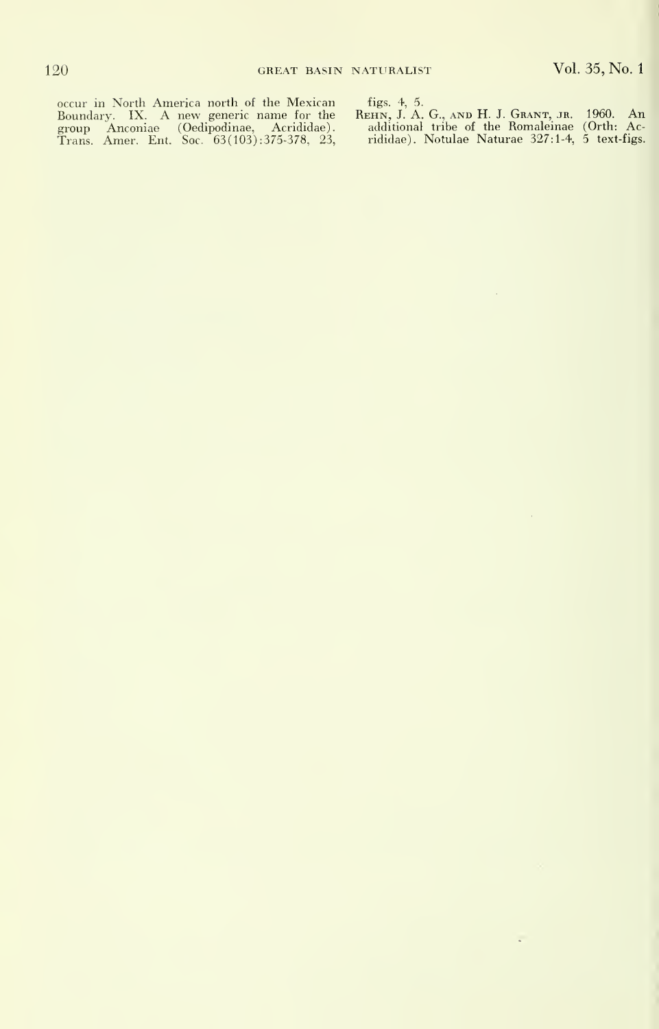occur in North America north of the Mexican Boundary. IX. A new generic name for the group Anconiae (Oedipodinae, Acrididae). Trans. Amer. Ent. Soc. 63(103):375-378, 23, figs. 4, 5.

Rehn, J. A. G., and H. J. Grant, jr. 1960. An additional tribe of the Romaleinae (Orth: Acrididae). Notulae Naturae 327:1-4, 5 text-figs.